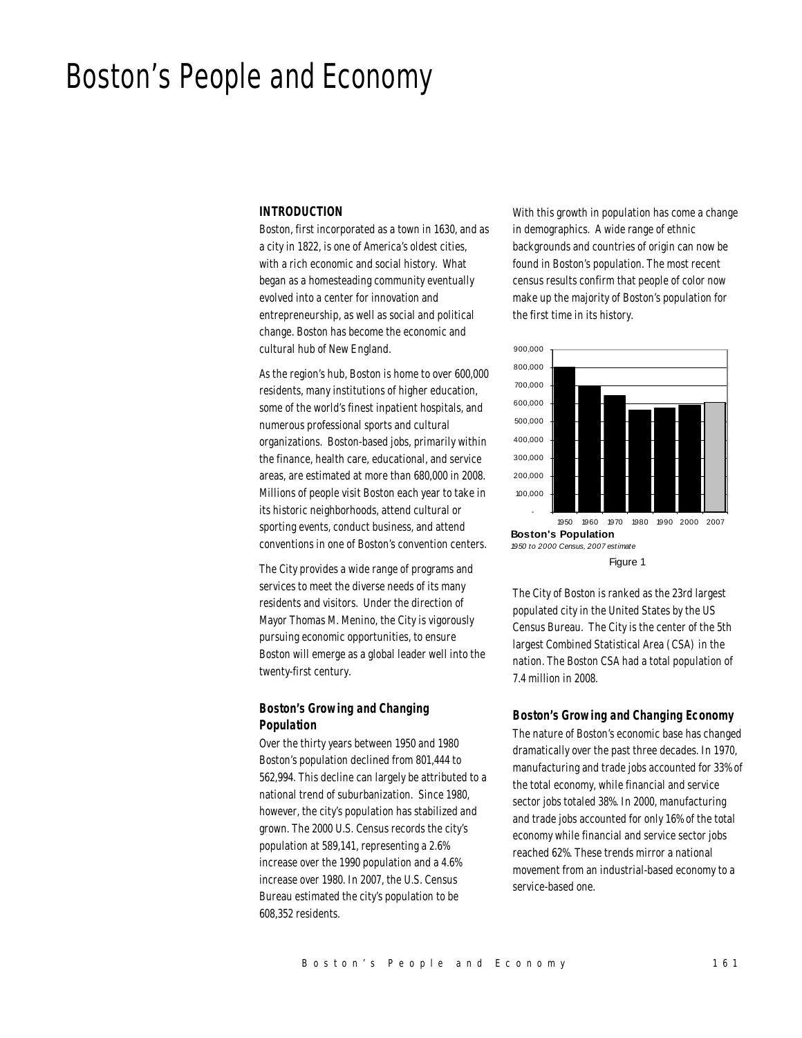# Boston's People and Economy

## INTRODUCTION

Boston, first incorporated as a town in 1630, and as a city in 1822, is one of America's oldest cities, with a rich economic and social history. What began as a homesteading community eventually evolved into a center for innovation and entrepreneurship, as well as social and political change. Boston has become the economic and cultural hub of New England.

As the region's hub, Boston is home to over 600,000 residents, many institutions of higher education, some of the world's finest inpatient hospitals, and numerous professional sports and cultural organizations. Boston-based jobs, primarily within the finance, health care, educational, and service areas, are estimated at more than 680,000 in 2008. Millions of people visit Boston each year to take in its historic neighborhoods, attend cultural or sporting events, conduct business, and attend conventions in one of Boston's convention centers.

The City provides a wide range of programs and services to meet the diverse needs of its many residents and visitors. Under the direction of Mayor Thomas M. Menino, the City is vigorously pursuing economic opportunities, to ensure Boston will emerge as a global leader well into the twenty-first century.

### *Boston's Growing and Changing Population*

Over the thirty years between 1950 and 1980 Boston's population declined from 801,444 to 562,994. This decline can largely be attributed to a national trend of suburbanization. Since 1980, however, the city's population has stabilized and grown. The 2000 U.S. Census records the city's population at 589,141, representing a 2.6% increase over the 1990 population and a 4.6% increase over 1980. In 2007, the U.S. Census Bureau estimated the city's population to be 608,352 residents.

With this growth in population has come a change in demographics. A wide range of ethnic backgrounds and countries of origin can now be found in Boston's population. The most recent census results confirm that people of color now make up the majority of Boston's population for the first time in its history.

**Boston's Population**

*1950 to 2000 Census, 2007 estimate*

Figure 1

The City of Boston is ranked as the 23rd largest populated city in the United States by the US Census Bureau. The City is the center of the 5th largest Combined Statistical Area (CSA) in the nation. The Boston CSA had a total population of 7.4 million in 2008.

### *Boston's Growing and Changing Economy*

The nature of Boston's economic base has changed dramatically over the past three decades. In 1970, manufacturing and trade jobs accounted for 33% of the total economy, while financial and service sector jobs totaled 38%. In 2000, manufacturing and trade jobs accounted for only 16% of the total economy while financial and service sector jobs reached 62%. These trends mirror a national movement from an industrial-based economy to a service-based one.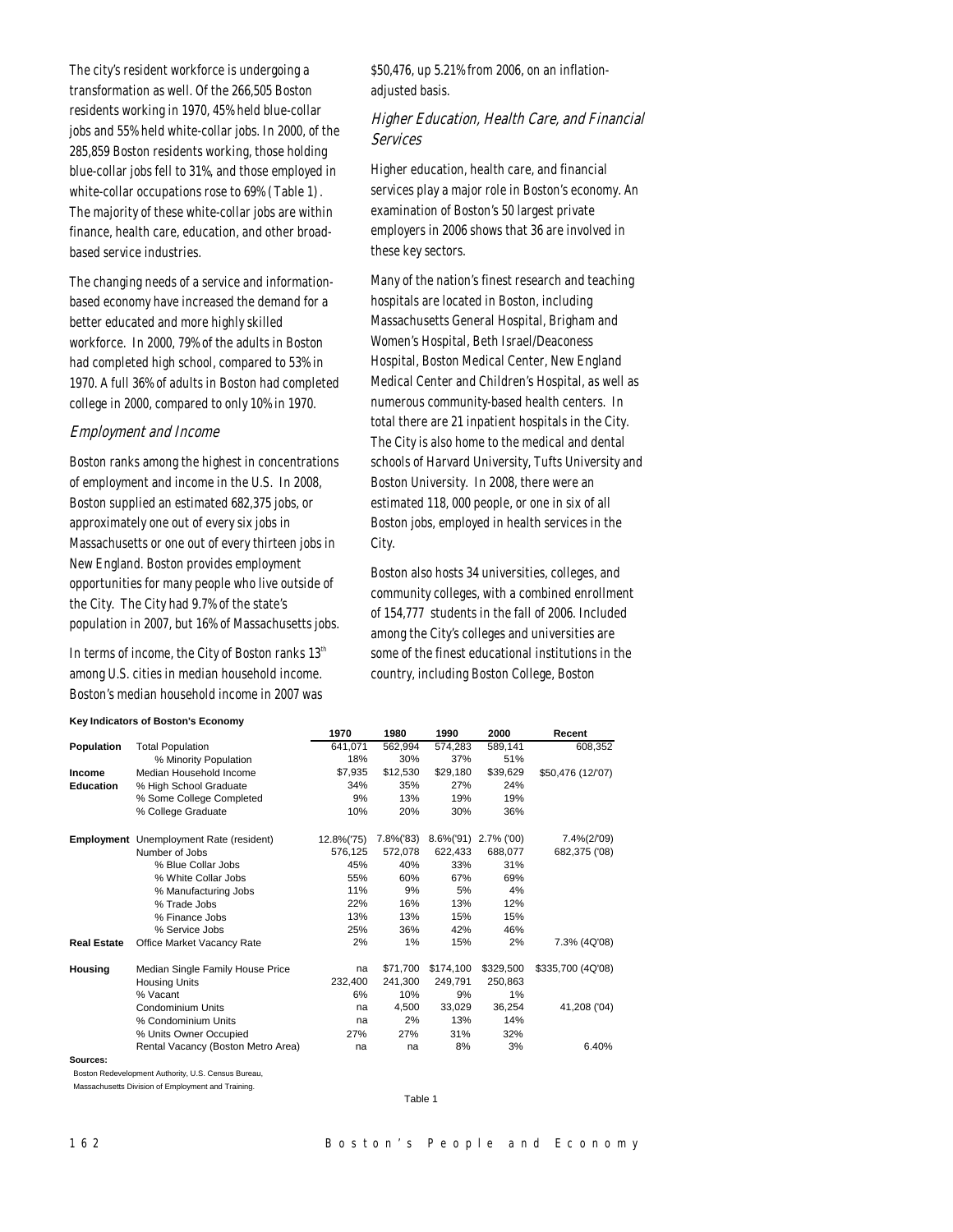The city's resident workforce is undergoing a transformation as well. Of the 266,505 Boston residents working in 1970, 45% held blue-collar jobs and 55% held white-collar jobs. In 2000, of the 285,859 Boston residents working, those holding blue-collar jobs fell to 31%, and those employed in white-collar occupations rose to 69% (Table 1). The majority of these white-collar jobs are within finance, health care, education, and other broad-based service industries.

The changing needs of a service and information-based economy have increased the demand for a better educated and more highly skilled workforce. In 2000, 79% of the adults in Boston had completed high school, compared to 53% in 1970. A full 36% of adults in Boston had completed college in 2000, compared to only 10% in 1970.

### Employment and Income

Boston ranks among the highest in concentrations of employment and income in the U.S. In 2008, Boston supplied an estimated 682,375 jobs, or approximately one out of every six jobs in Massachusetts or one out of every thirteen jobs in New England. Boston provides employment opportunities for many people who live outside of the City. The City had 9.7% of the state's population in 2007, but 16% of Massachusetts jobs.

In terms of income, the City of Boston ranks 13th among U.S. cities in median household income. Boston's median household income in 2007 was $50,476, up 5.21% from 2006, on an inflation-adjusted basis.

### Higher Education, Health Care, and Financial Services

Higher education, health care, and financial services play a major role in Boston's economy. An examination of Boston's 50 largest private employers in 2006 shows that 36 are involved in these key sectors.

Many of the nation's finest research and teaching hospitals are located in Boston, including Massachusetts General Hospital, Brigham and Women's Hospital, Beth Israel/Deaconess Hospital, Boston Medical Center, New England Medical Center and Children's Hospital, as well as numerous community-based health centers. In total there are 21 inpatient hospitals in the City. The City is also home to the medical and dental schools of Harvard University, Tufts University and Boston University. In 2008, there were an estimated 118, 000 people, or one in six of all Boston jobs, employed in health services in the City.

Boston also hosts 34 universities, colleges, and community colleges, with a combined enrollment of 154,777 students in the fall of 2006. Included among the City's colleges and universities are some of the finest educational institutions in the country, including Boston College, Boston

**Key Indicators of Boston's Economy**

| | | 1970 | 1980 | 1990 | 2000 | Recent |
|---|---|---|---|---|---|---|
| **Population** | Total Population | 641,071 | 562,994 | 574,283 | 589,141 | 608,352 |
| | % Minority Population | 18% | 30% | 37% | 51% | |
| **Income** | Median Household Income | $7,935 | $12,530 | $29,180 | $39,629 | $50,476 (12/'07) |
| **Education** | % High School Graduate | 34% | 35% | 27% | 24% | |
| | % Some College Completed | 9% | 13% | 19% | 19% | |
| | % College Graduate | 10% | 20% | 30% | 36% | |
| **Employment** | Unemployment Rate (resident) | 12.8%('75) | 7.8%('83) | 8.6%('91) | 2.7% ('00) | 7.4%(2/'09) |
| | Number of Jobs | 576,125 | 572,078 | 622,433 | 688,077 | 682,375 ('08) |
| | % Blue Collar Jobs | 45% | 40% | 33% | 31% | |
| | % White Collar Jobs | 55% | 60% | 67% | 69% | |
| | % Manufacturing Jobs | 11% | 9% | 5% | 4% | |
| | % Trade Jobs | 22% | 16% | 13% | 12% | |
| | % Finance Jobs | 13% | 13% | 15% | 15% | |
| | % Service Jobs | 25% | 36% | 42% | 46% | |
| **Real Estate** | Office Market Vacancy Rate | 2% | 1% | 15% | 2% | 7.3% (4Q'08) |
| **Housing** | Median Single Family House Price | na | $71,700 | $174,100 | $329,500 | $335,700 (4Q'08) |
| | Housing Units | 232,400 | 241,300 | 249,791 | 250,863 | |
| | % Vacant | 6% | 10% | 9% | 1% | |
| | Condominium Units | na | 4,500 | 33,029 | 36,254 | 41,208 ('04) |
| | % Condominium Units | na | 2% | 13% | 14% | |
| | % Units Owner Occupied | 27% | 27% | 31% | 32% | |
| | Rental Vacancy (Boston Metro Area) | na | na | 8% | 3% | 6.40% |

**Sources:**

Boston Redevelopment Authority, U.S. Census Bureau,
Massachusetts Division of Employment and Training.

Table 1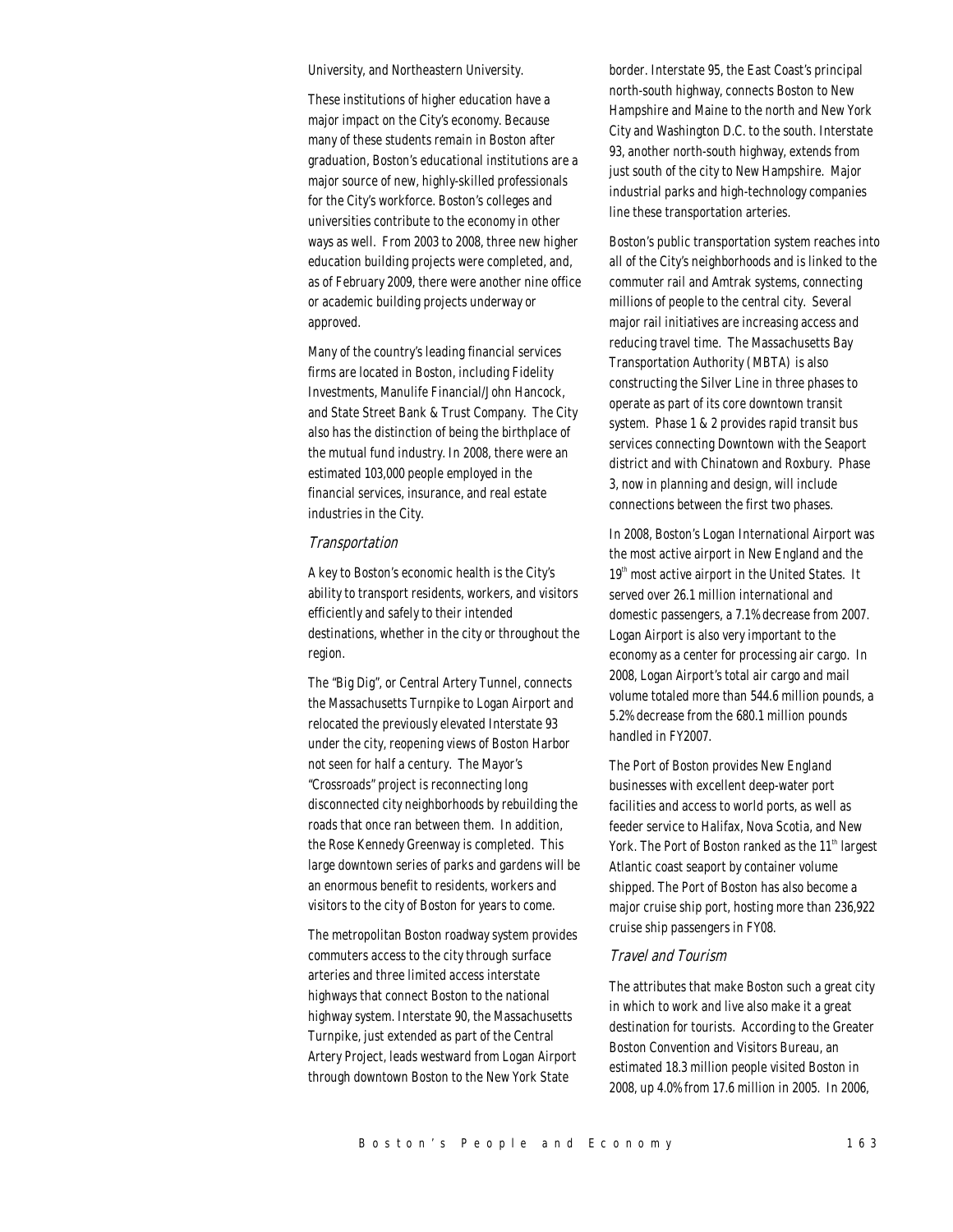University, and Northeastern University.

These institutions of higher education have a major impact on the City's economy. Because many of these students remain in Boston after graduation, Boston's educational institutions are a major source of new, highly-skilled professionals for the City's workforce. Boston's colleges and universities contribute to the economy in other ways as well. From 2003 to 2008, three new higher education building projects were completed, and, as of February 2009, there were another nine office or academic building projects underway or approved.

Many of the country's leading financial services firms are located in Boston, including Fidelity Investments, Manulife Financial/John Hancock, and State Street Bank & Trust Company. The City also has the distinction of being the birthplace of the mutual fund industry. In 2008, there were an estimated 103,000 people employed in the financial services, insurance, and real estate industries in the City.

### *Transportation*

A key to Boston's economic health is the City's ability to transport residents, workers, and visitors efficiently and safely to their intended destinations, whether in the city or throughout the region.

The "Big Dig", or Central Artery Tunnel, connects the Massachusetts Turnpike to Logan Airport and relocated the previously elevated Interstate 93 under the city, reopening views of Boston Harbor not seen for half a century. The Mayor's "Crossroads" project is reconnecting long disconnected city neighborhoods by rebuilding the roads that once ran between them. In addition, the Rose Kennedy Greenway is completed. This large downtown series of parks and gardens will be an enormous benefit to residents, workers and visitors to the city of Boston for years to come.

The metropolitan Boston roadway system provides commuters access to the city through surface arteries and three limited access interstate highways that connect Boston to the national highway system. Interstate 90, the Massachusetts Turnpike, just extended as part of the Central Artery Project, leads westward from Logan Airport through downtown Boston to the New York State border. Interstate 95, the East Coast's principal north-south highway, connects Boston to New Hampshire and Maine to the north and New York City and Washington D.C. to the south. Interstate 93, another north-south highway, extends from just south of the city to New Hampshire. Major industrial parks and high-technology companies line these transportation arteries.

Boston's public transportation system reaches into all of the City's neighborhoods and is linked to the commuter rail and Amtrak systems, connecting millions of people to the central city. Several major rail initiatives are increasing access and reducing travel time. The Massachusetts Bay Transportation Authority (MBTA) is also constructing the Silver Line in three phases to operate as part of its core downtown transit system. Phase 1 & 2 provides rapid transit bus services connecting Downtown with the Seaport district and with Chinatown and Roxbury. Phase 3, now in planning and design, will include connections between the first two phases.

In 2008, Boston's Logan International Airport was the most active airport in New England and the 19th most active airport in the United States. It served over 26.1 million international and domestic passengers, a 7.1% decrease from 2007. Logan Airport is also very important to the economy as a center for processing air cargo. In 2008, Logan Airport's total air cargo and mail volume totaled more than 544.6 million pounds, a 5.2% decrease from the 680.1 million pounds handled in FY2007.

The Port of Boston provides New England businesses with excellent deep-water port facilities and access to world ports, as well as feeder service to Halifax, Nova Scotia, and New York. The Port of Boston ranked as the 11th largest Atlantic coast seaport by container volume shipped. The Port of Boston has also become a major cruise ship port, hosting more than 236,922 cruise ship passengers in FY08.

### *Travel and Tourism*

The attributes that make Boston such a great city in which to work and live also make it a great destination for tourists. According to the Greater Boston Convention and Visitors Bureau, an estimated 18.3 million people visited Boston in 2008, up 4.0% from 17.6 million in 2005. In 2006,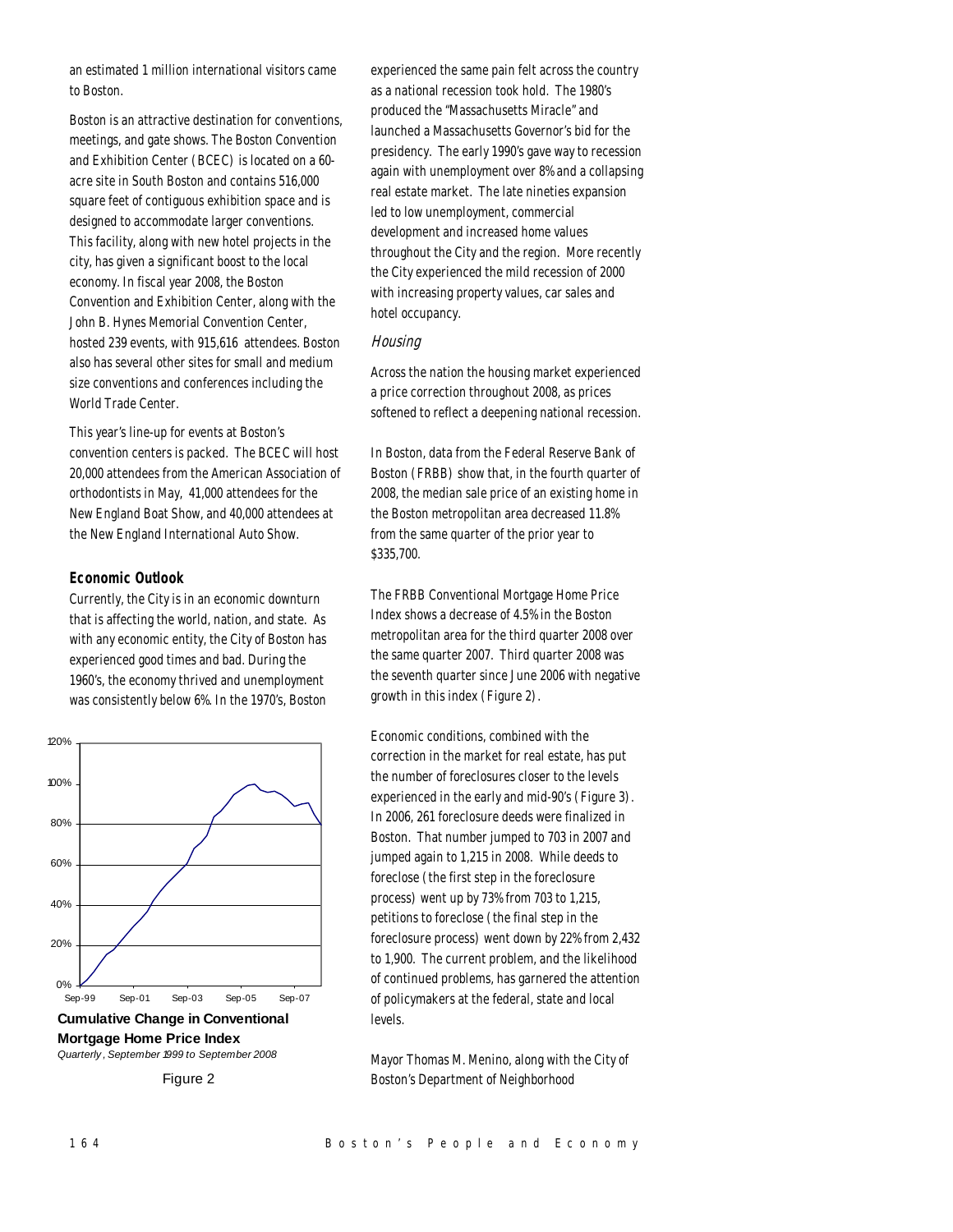an estimated 1 million international visitors came to Boston.

Boston is an attractive destination for conventions, meetings, and gate shows. The Boston Convention and Exhibition Center (BCEC) is located on a 60-acre site in South Boston and contains 516,000 square feet of contiguous exhibition space and is designed to accommodate larger conventions. This facility, along with new hotel projects in the city, has given a significant boost to the local economy. In fiscal year 2008, the Boston Convention and Exhibition Center, along with the John B. Hynes Memorial Convention Center, hosted 239 events, with 915,616 attendees. Boston also has several other sites for small and medium size conventions and conferences including the World Trade Center.

This year's line-up for events at Boston's convention centers is packed. The BCEC will host 20,000 attendees from the American Association of orthodontists in May, 41,000 attendees for the New England Boat Show, and 40,000 attendees at the New England International Auto Show.

### Economic Outlook

Currently, the City is in an economic downturn that is affecting the world, nation, and state. As with any economic entity, the City of Boston has experienced good times and bad. During the 1960's, the economy thrived and unemployment was consistently below 6%. In the 1970's, Boston experienced the same pain felt across the country as a national recession took hold. The 1980's produced the "Massachusetts Miracle" and launched a Massachusetts Governor's bid for the presidency. The early 1990's gave way to recession again with unemployment over 8% and a collapsing real estate market. The late nineties expansion led to low unemployment, commercial development and increased home values throughout the City and the region. More recently the City experienced the mild recession of 2000 with increasing property values, car sales and hotel occupancy.

**Cumulative Change in Conventional Mortgage Home Price Index**
*Quarterly, September 1999 to September 2008*

Figure 2

### Housing

Across the nation the housing market experienced a price correction throughout 2008, as prices softened to reflect a deepening national recession.

In Boston, data from the Federal Reserve Bank of Boston (FRBB) show that, in the fourth quarter of 2008, the median sale price of an existing home in the Boston metropolitan area decreased 11.8% from the same quarter of the prior year to $335,700.

The FRBB Conventional Mortgage Home Price Index shows a decrease of 4.5% in the Boston metropolitan area for the third quarter 2008 over the same quarter 2007. Third quarter 2008 was the seventh quarter since June 2006 with negative growth in this index (Figure 2).

Economic conditions, combined with the correction in the market for real estate, has put the number of foreclosures closer to the levels experienced in the early and mid-90's (Figure 3). In 2006, 261 foreclosure deeds were finalized in Boston. That number jumped to 703 in 2007 and jumped again to 1,215 in 2008. While deeds to foreclose (the first step in the foreclosure process) went up by 73% from 703 to 1,215, petitions to foreclose (the final step in the foreclosure process) went down by 22% from 2,432 to 1,900. The current problem, and the likelihood of continued problems, has garnered the attention of policymakers at the federal, state and local levels.

Mayor Thomas M. Menino, along with the City of Boston's Department of Neighborhood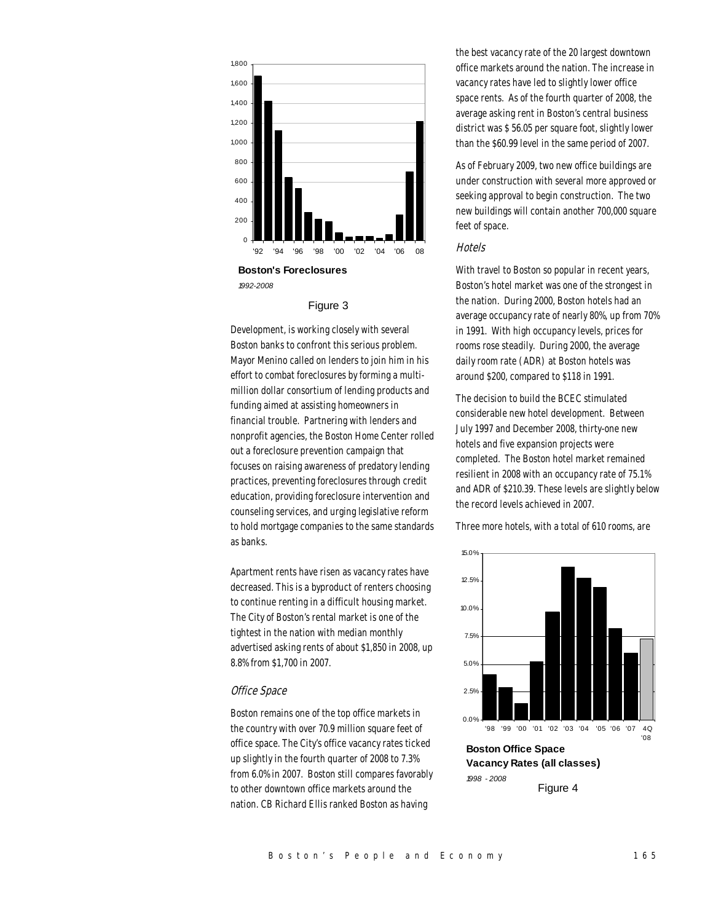**Boston's Foreclosures**

*1992-2008*

Figure 3

Development, is working closely with several Boston banks to confront this serious problem. Mayor Menino called on lenders to join him in his effort to combat foreclosures by forming a multi-million dollar consortium of lending products and funding aimed at assisting homeowners in financial trouble. Partnering with lenders and nonprofit agencies, the Boston Home Center rolled out a foreclosure prevention campaign that focuses on raising awareness of predatory lending practices, preventing foreclosures through credit education, providing foreclosure intervention and counseling services, and urging legislative reform to hold mortgage companies to the same standards as banks.

Apartment rents have risen as vacancy rates have decreased. This is a byproduct of renters choosing to continue renting in a difficult housing market. The City of Boston's rental market is one of the tightest in the nation with median monthly advertised asking rents of about $1,850 in 2008, up 8.8% from $1,700 in 2007.

### *Office Space*

Boston remains one of the top office markets in the country with over 70.9 million square feet of office space. The City's office vacancy rates ticked up slightly in the fourth quarter of 2008 to 7.3% from 6.0% in 2007. Boston still compares favorably to other downtown office markets around the nation. CB Richard Ellis ranked Boston as having the best vacancy rate of the 20 largest downtown office markets around the nation. The increase in vacancy rates have led to slightly lower office space rents. As of the fourth quarter of 2008, the average asking rent in Boston's central business district was $ 56.05 per square foot, slightly lower than the $60.99 level in the same period of 2007.

As of February 2009, two new office buildings are under construction with several more approved or seeking approval to begin construction. The two new buildings will contain another 700,000 square feet of space.

### *Hotels*

With travel to Boston so popular in recent years, Boston's hotel market was one of the strongest in the nation. During 2000, Boston hotels had an average occupancy rate of nearly 80%, up from 70% in 1991. With high occupancy levels, prices for rooms rose steadily. During 2000, the average daily room rate (ADR) at Boston hotels was around $200, compared to $118 in 1991.

The decision to build the BCEC stimulated considerable new hotel development. Between July 1997 and December 2008, thirty-one new hotels and five expansion projects were completed. The Boston hotel market remained resilient in 2008 with an occupancy rate of 75.1% and ADR of $210.39. These levels are slightly below the record levels achieved in 2007.

Three more hotels, with a total of 610 rooms, are

**Boston Office Space Vacancy Rates (all classes)**

*1998 - 2008*

Figure 4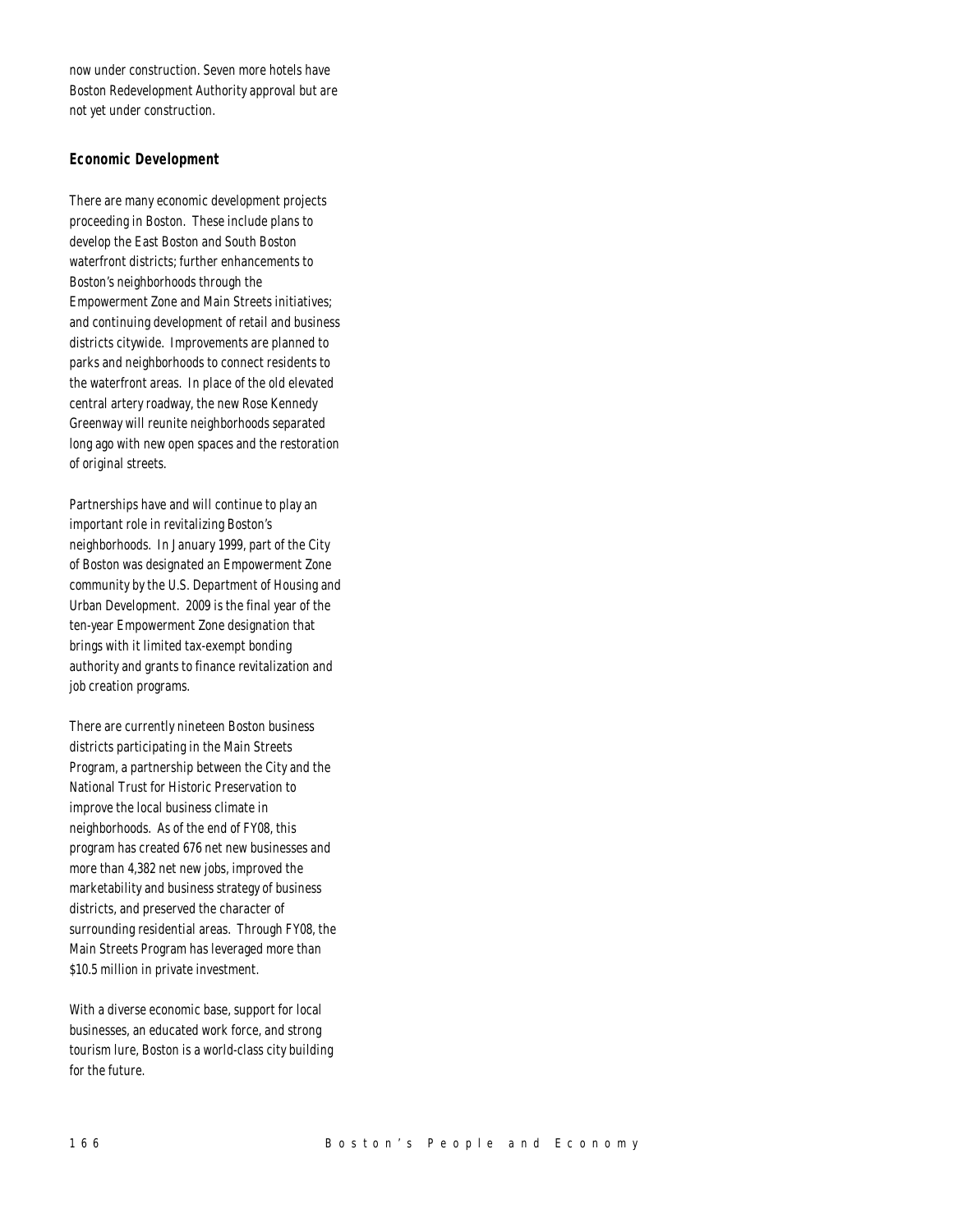now under construction. Seven more hotels have Boston Redevelopment Authority approval but are not yet under construction.

### Economic Development

There are many economic development projects proceeding in Boston. These include plans to develop the East Boston and South Boston waterfront districts; further enhancements to Boston's neighborhoods through the Empowerment Zone and Main Streets initiatives; and continuing development of retail and business districts citywide. Improvements are planned to parks and neighborhoods to connect residents to the waterfront areas. In place of the old elevated central artery roadway, the new Rose Kennedy Greenway will reunite neighborhoods separated long ago with new open spaces and the restoration of original streets.

Partnerships have and will continue to play an important role in revitalizing Boston's neighborhoods. In January 1999, part of the City of Boston was designated an Empowerment Zone community by the U.S. Department of Housing and Urban Development. 2009 is the final year of the ten-year Empowerment Zone designation that brings with it limited tax-exempt bonding authority and grants to finance revitalization and job creation programs.

There are currently nineteen Boston business districts participating in the Main Streets Program, a partnership between the City and the National Trust for Historic Preservation to improve the local business climate in neighborhoods. As of the end of FY08, this program has created 676 net new businesses and more than 4,382 net new jobs, improved the marketability and business strategy of business districts, and preserved the character of surrounding residential areas. Through FY08, the Main Streets Program has leveraged more than $10.5 million in private investment.

With a diverse economic base, support for local businesses, an educated work force, and strong tourism lure, Boston is a world-class city building for the future.